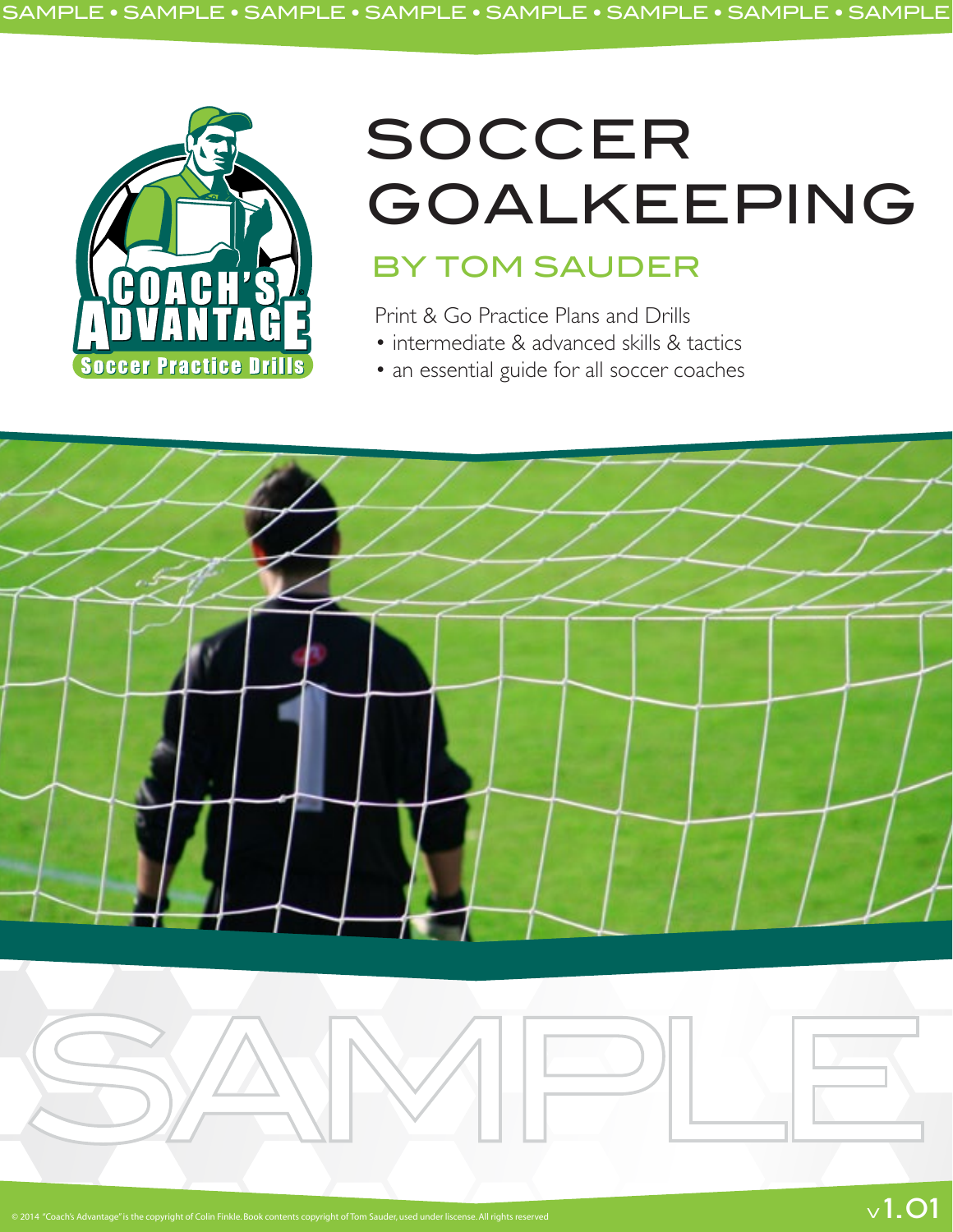SAMPLE • SAMPLE • SAMPLE • SAMPLE • SAMPLE • SAMPLE • SAMPLE • SAMPLE

COACH'S ADVANTAGE

Soccer Practice Drills

# SOCCER GOALKEEPING

## BY TOM SAUDER

Print & Go Practice Plans and Drills

- intermediate & advanced skills & tactics
- an essential guide for all soccer coaches

SAMPLE

© 2014 "Coach's Advantage" is the copyright of Colin Finkle. Book contents copyright of Tom Sauder, used under liscense. All rights reserved

v1.01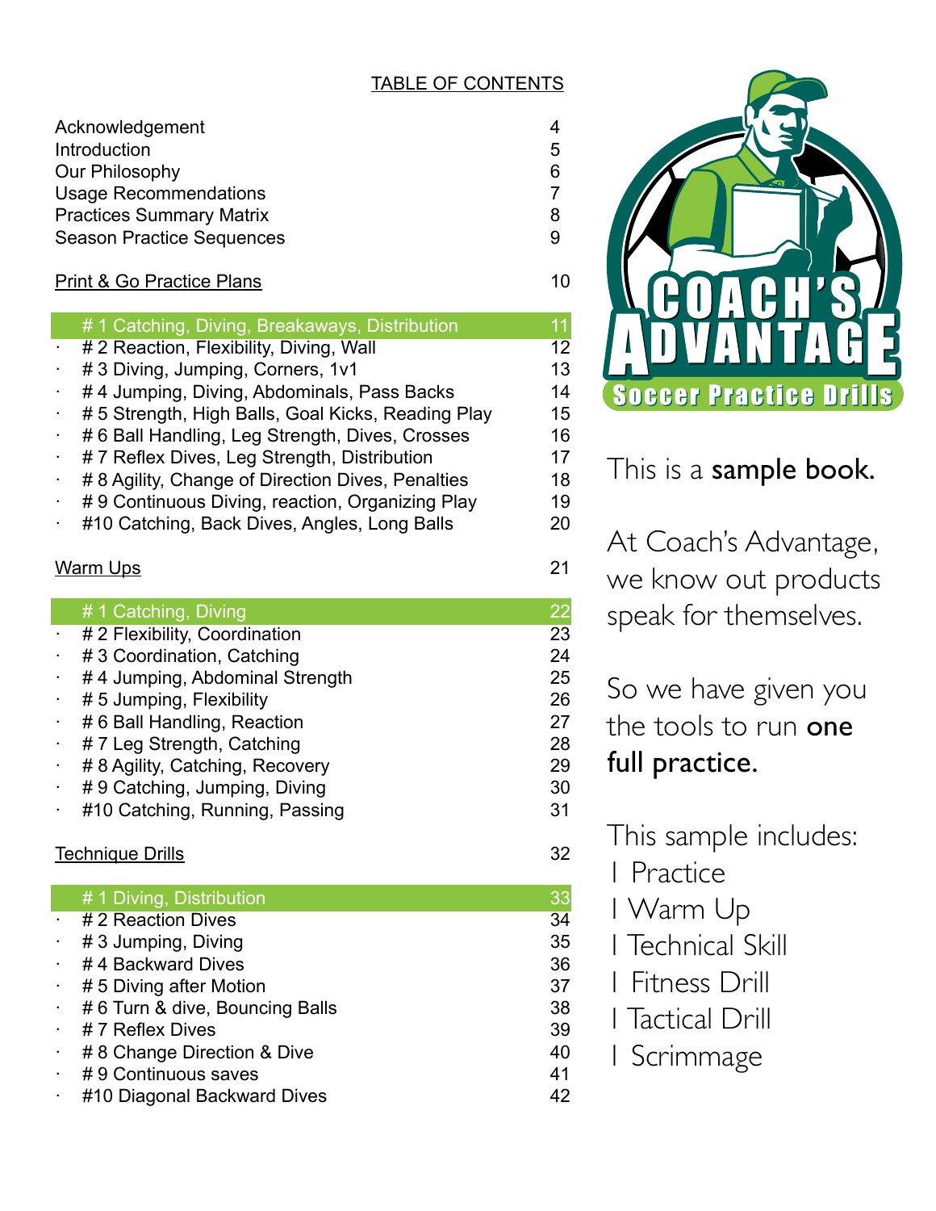## TABLE OF CONTENTS

| | |
|---|---|
| Acknowledgement | 4 |
| Introduction | 5 |
| Our Philosophy | 6 |
| Usage Recommendations | 7 |
| Practices Summary Matrix | 8 |
| Season Practice Sequences | 9 |

### Print & Go Practice Plans — 10

| | |
|---|---|
| # 1 Catching, Diving, Breakaways, Distribution | 11 |
| # 2 Reaction, Flexibility, Diving, Wall | 12 |
| # 3 Diving, Jumping, Corners, 1v1 | 13 |
| # 4 Jumping, Diving, Abdominals, Pass Backs | 14 |
| # 5 Strength, High Balls, Goal Kicks, Reading Play | 15 |
| # 6 Ball Handling, Leg Strength, Dives, Crosses | 16 |
| # 7 Reflex Dives, Leg Strength, Distribution | 17 |
| # 8 Agility, Change of Direction Dives, Penalties | 18 |
| # 9 Continuous Diving, reaction, Organizing Play | 19 |
| #10 Catching, Back Dives, Angles, Long Balls | 20 |

### Warm Ups — 21

| | |
|---|---|
| # 1 Catching, Diving | 22 |
| # 2 Flexibility, Coordination | 23 |
| # 3 Coordination, Catching | 24 |
| # 4 Jumping, Abdominal Strength | 25 |
| # 5 Jumping, Flexibility | 26 |
| # 6 Ball Handling, Reaction | 27 |
| # 7 Leg Strength, Catching | 28 |
| # 8 Agility, Catching, Recovery | 29 |
| # 9 Catching, Jumping, Diving | 30 |
| #10 Catching, Running, Passing | 31 |

### Technique Drills — 32

| | |
|---|---|
| # 1 Diving, Distribution | 33 |
| # 2 Reaction Dives | 34 |
| # 3 Jumping, Diving | 35 |
| # 4 Backward Dives | 36 |
| # 5 Diving after Motion | 37 |
| # 6 Turn & dive, Bouncing Balls | 38 |
| # 7 Reflex Dives | 39 |
| # 8 Change Direction & Dive | 40 |
| # 9 Continuous saves | 41 |
| #10 Diagonal Backward Dives | 42 |

COACH'S ADVANTAGE
Soccer Practice Drills

This is a **sample book.**

At Coach's Advantage, we know out products speak for themselves.

So we have given you the tools to run **one full practice.**

This sample includes:
1 Practice
1 Warm Up
1 Technical Skill
1 Fitness Drill
1 Tactical Drill
1 Scrimmage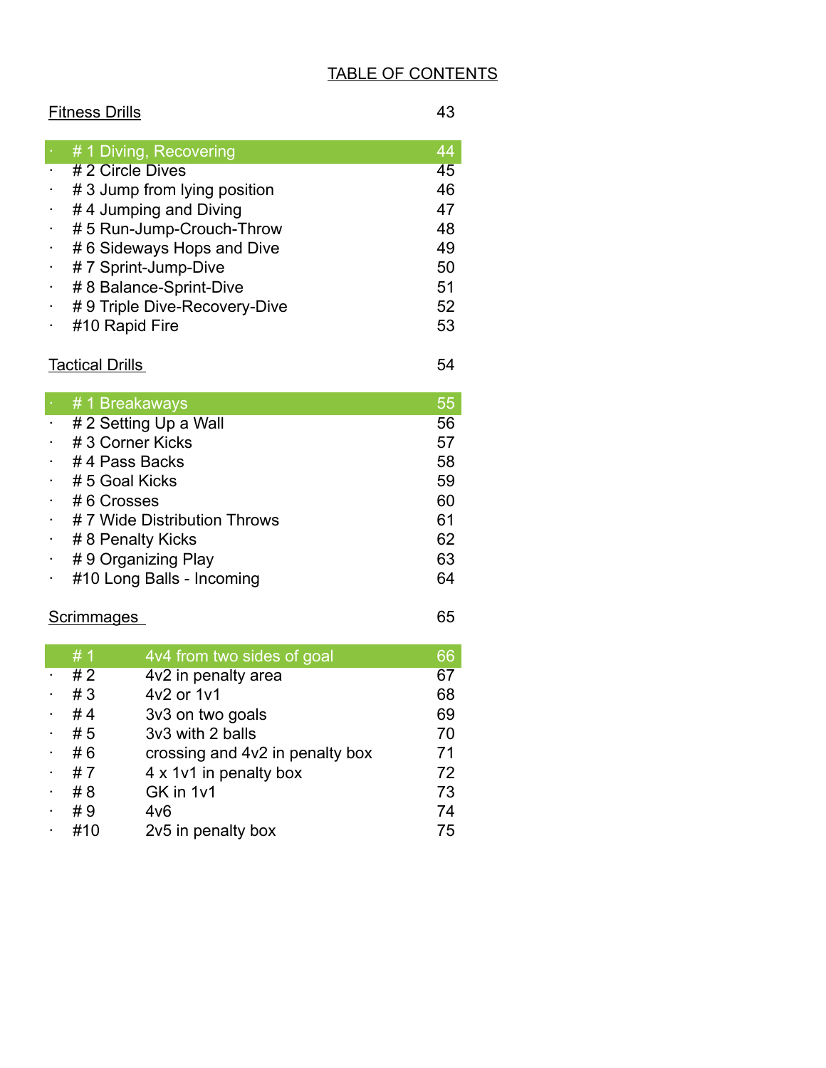# TABLE OF CONTENTS

| Fitness Drills | 43 |
|---|---|
| # 1 Diving, Recovering | 44 |
| # 2 Circle Dives | 45 |
| # 3 Jump from lying position | 46 |
| # 4 Jumping and Diving | 47 |
| # 5 Run-Jump-Crouch-Throw | 48 |
| # 6 Sideways Hops and Dive | 49 |
| # 7 Sprint-Jump-Dive | 50 |
| # 8 Balance-Sprint-Dive | 51 |
| # 9 Triple Dive-Recovery-Dive | 52 |
| #10 Rapid Fire | 53 |

| Tactical Drills | 54 |
|---|---|
| # 1 Breakaways | 55 |
| # 2 Setting Up a Wall | 56 |
| # 3 Corner Kicks | 57 |
| # 4 Pass Backs | 58 |
| # 5 Goal Kicks | 59 |
| # 6 Crosses | 60 |
| # 7 Wide Distribution Throws | 61 |
| # 8 Penalty Kicks | 62 |
| # 9 Organizing Play | 63 |
| #10 Long Balls - Incoming | 64 |

| Scrimmages | | 65 |
|---|---|---|
| # 1 | 4v4 from two sides of goal | 66 |
| # 2 | 4v2 in penalty area | 67 |
| # 3 | 4v2 or 1v1 | 68 |
| # 4 | 3v3 on two goals | 69 |
| # 5 | 3v3 with 2 balls | 70 |
| # 6 | crossing and 4v2 in penalty box | 71 |
| # 7 | 4 x 1v1 in penalty box | 72 |
| # 8 | GK in 1v1 | 73 |
| # 9 | 4v6 | 74 |
| #10 | 2v5 in penalty box | 75 |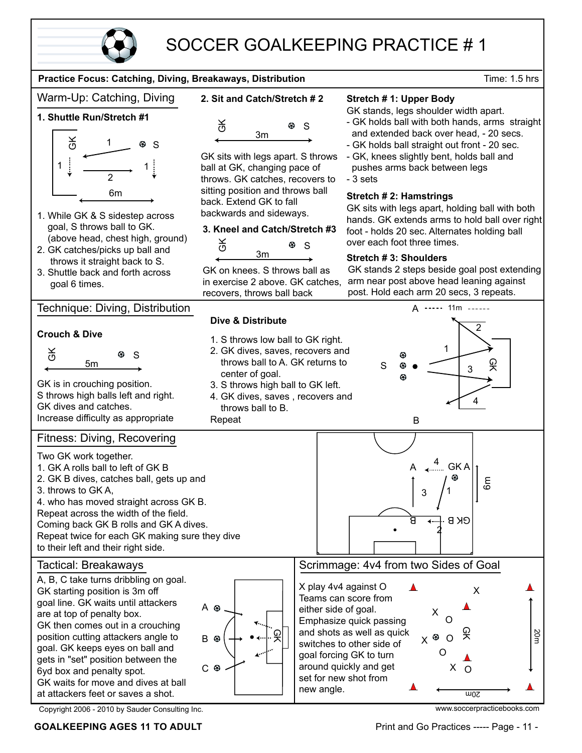# SOCCER GOALKEEPING PRACTICE # 1

**Practice Focus: Catching, Diving, Breakaways, Distribution** Time: 1.5 hrs

## Warm-Up: Catching, Diving

### 1. Shuttle Run/Stretch #1

1. While GK & S sidestep across goal, S throws ball to GK. (above head, chest high, ground)
2. GK catches/picks up ball and throws it straight back to S.
3. Shuttle back and forth across goal 6 times.

### 2. Sit and Catch/Stretch # 2

GK sits with legs apart. S throws ball at GK, changing pace of throws. GK catches, recovers to sitting position and throws ball back. Extend GK to fall backwards and sideways.

### 3. Kneel and Catch/Stretch #3

GK on knees. S throws ball as in exercise 2 above. GK catches, recovers, throws ball back

### Stretch # 1: Upper Body

GK stands, legs shoulder width apart.
- GK holds ball with both hands, arms straight and extended back over head, - 20 secs.
- GK holds ball straight out front - 20 sec.
- GK, knees slightly bent, holds ball and pushes arms back between legs
- 3 sets

### Stretch # 2: Hamstrings

GK sits with legs apart, holding ball with both hands. GK extends arms to hold ball over right foot - holds 20 sec. Alternates holding ball over each foot three times.

### Stretch # 3: Shoulders

GK stands 2 steps beside goal post extending arm near post above head leaning against post. Hold each arm 20 secs, 3 repeats.

## Technique: Diving, Distribution

### Crouch & Dive

GK is in crouching position.
S throws high balls left and right.
GK dives and catches.
Increase difficulty as appropriate

### Dive & Distribute

1. S throws low ball to GK right.
2. GK dives, saves, recovers and throws ball to A. GK returns to center of goal.
3. S throws high ball to GK left.
4. GK dives, saves , recovers and throws ball to B.

Repeat

## Fitness: Diving, Recovering

Two GK work together.
1. GK A rolls ball to left of GK B
2. GK B dives, catches ball, gets up and
3. throws to GK A,
4. who has moved straight across GK B.

Repeat across the width of the field.
Coming back GK B rolls and GK A dives.
Repeat twice for each GK making sure they dive to their left and their right side.

## Tactical: Breakaways

A, B, C take turns dribbling on goal.
GK starting position is 3m off goal line. GK waits until attackers are at top of penalty box.
GK then comes out in a crouching position cutting attackers angle to goal. GK keeps eyes on ball and gets in "set" position between the 6yd box and penalty spot.
GK waits for move and dives at ball at attackers feet or saves a shot.

## Scrimmage: 4v4 from two Sides of Goal

X play 4v4 against O
Teams can score from either side of goal.
Emphasize quick passing and shots as well as quick switches to other side of goal forcing GK to turn around quickly and get set for new shot from new angle.

Copyright 2006 - 2010 by Sauder Consulting Inc. www.soccerpracticebooks.com

GOALKEEPING AGES 11 TO ADULT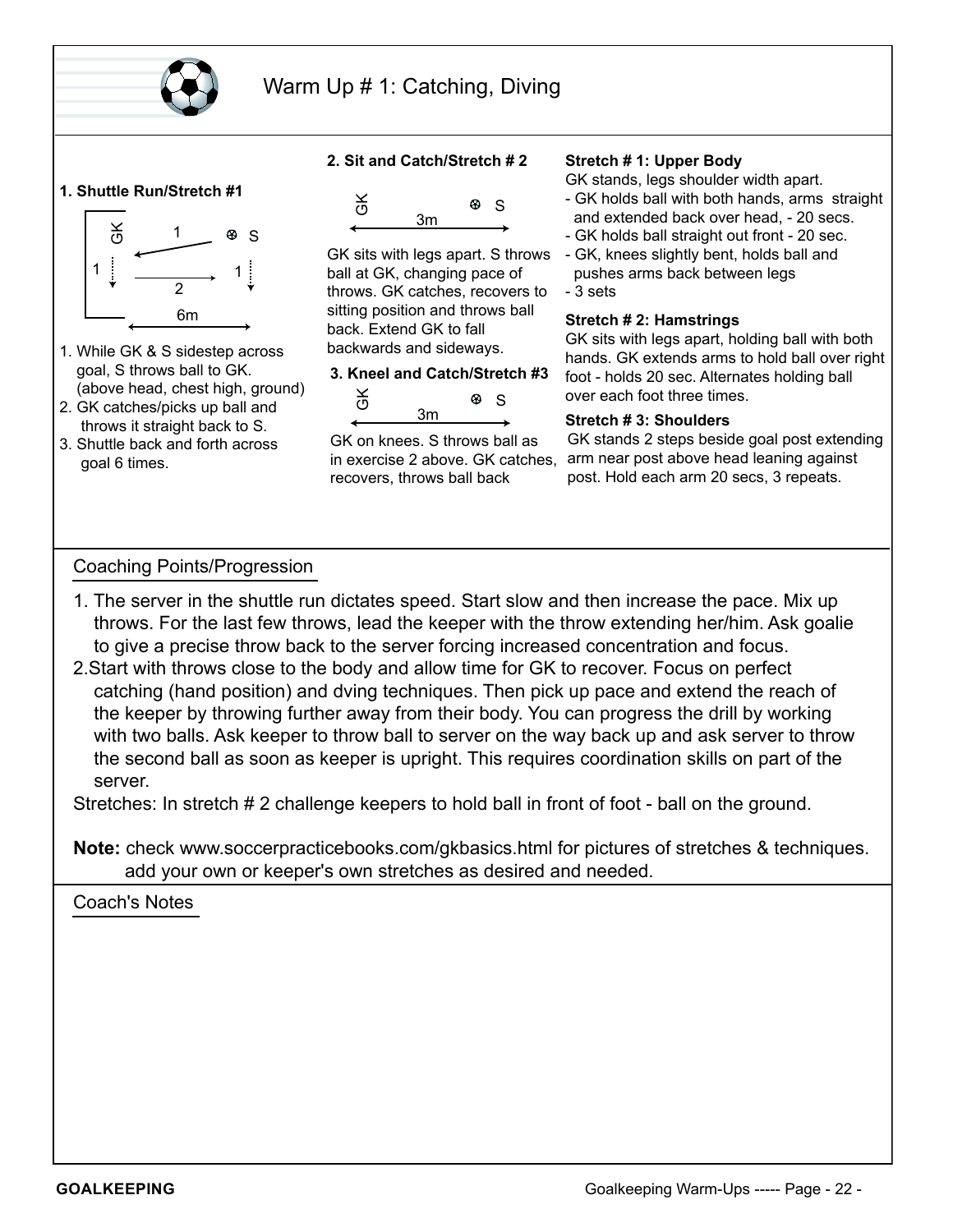# Warm Up # 1: Catching, Diving

### 1. Shuttle Run/Stretch #1

GK — 1 — S
1 — 2 — 1
6m

1. While GK & S sidestep across goal, S throws ball to GK. (above head, chest high, ground)
2. GK catches/picks up ball and throws it straight back to S.
3. Shuttle back and forth across goal 6 times.

### 2. Sit and Catch/Stretch # 2

GK — 3m — S

GK sits with legs apart. S throws ball at GK, changing pace of throws. GK catches, recovers to sitting position and throws ball back. Extend GK to fall backwards and sideways.

### 3. Kneel and Catch/Stretch #3

GK — 3m — S

GK on knees. S throws ball as in exercise 2 above. GK catches, recovers, throws ball back

### Stretch # 1: Upper Body

GK stands, legs shoulder width apart.
- GK holds ball with both hands, arms straight and extended back over head, - 20 secs.
- GK holds ball straight out front - 20 sec.
- GK, knees slightly bent, holds ball and pushes arms back between legs
- 3 sets

### Stretch # 2: Hamstrings

GK sits with legs apart, holding ball with both hands. GK extends arms to hold ball over right foot - holds 20 sec. Alternates holding ball over each foot three times.

### Stretch # 3: Shoulders

GK stands 2 steps beside goal post extending arm near post above head leaning against post. Hold each arm 20 secs, 3 repeats.

## Coaching Points/Progression

1. The server in the shuttle run dictates speed. Start slow and then increase the pace. Mix up throws. For the last few throws, lead the keeper with the throw extending her/him. Ask goalie to give a precise throw back to the server forcing increased concentration and focus.
2. Start with throws close to the body and allow time for GK to recover. Focus on perfect catching (hand position) and dving techniques. Then pick up pace and extend the reach of the keeper by throwing further away from their body. You can progress the drill by working with two balls. Ask keeper to throw ball to server on the way back up and ask server to throw the second ball as soon as keeper is upright. This requires coordination skills on part of the server.

Stretches: In stretch # 2 challenge keepers to hold ball in front of foot - ball on the ground.

**Note:** check www.soccerpracticebooks.com/gkbasics.html for pictures of stretches & techniques. add your own or keeper's own stretches as desired and needed.

## Coach's Notes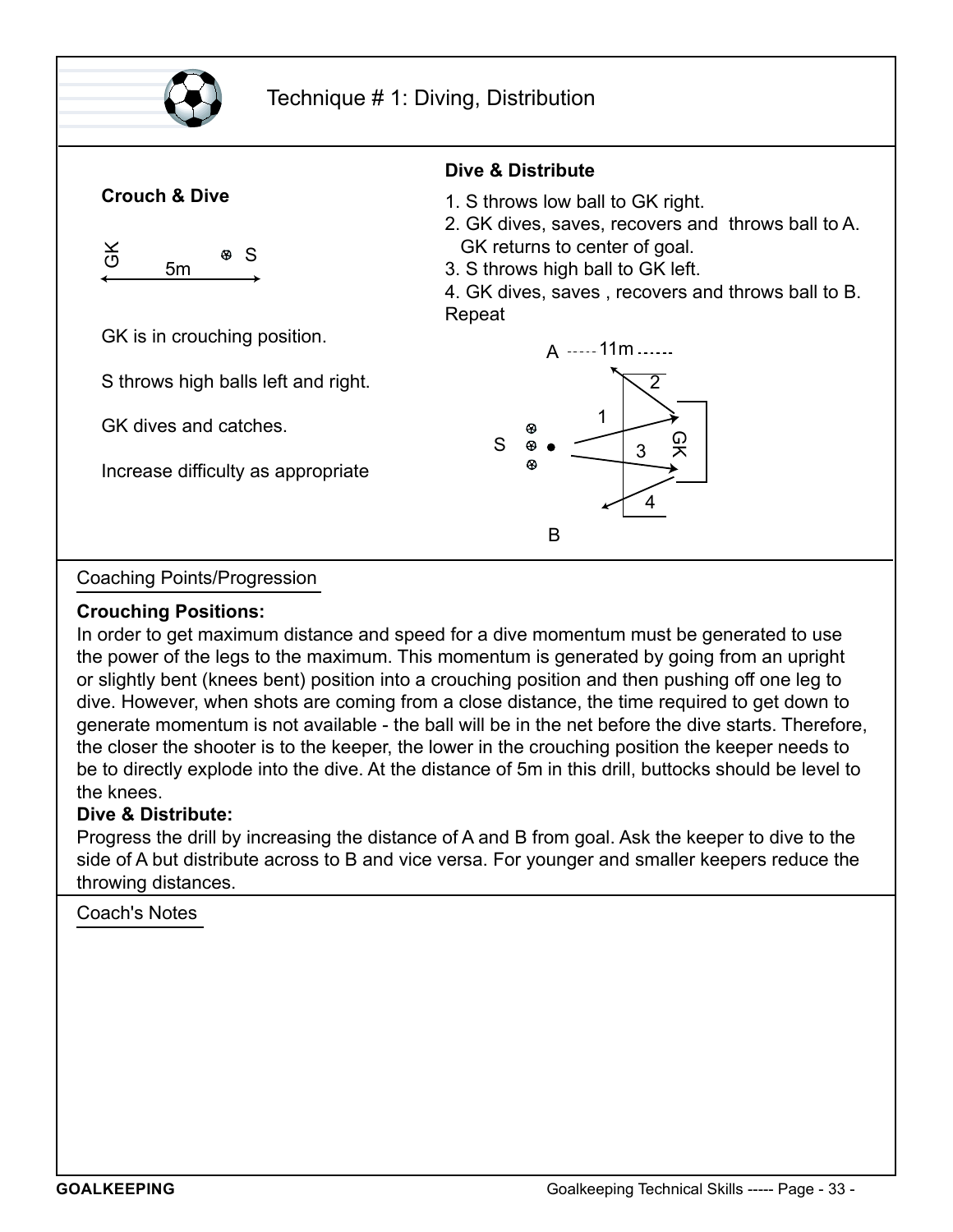# Technique # 1: Diving, Distribution

### Crouch & Dive

GK 5m S

GK is in crouching position.

S throws high balls left and right.

GK dives and catches.

Increase difficulty as appropriate

### Dive & Distribute

1. S throws low ball to GK right.
2. GK dives, saves, recovers and throws ball to A. GK returns to center of goal.
3. S throws high ball to GK left.
4. GK dives, saves , recovers and throws ball to B.

Repeat

A ----- 11m ------

S GK

B

## Coaching Points/Progression

**Crouching Positions:**
In order to get maximum distance and speed for a dive momentum must be generated to use the power of the legs to the maximum. This momentum is generated by going from an upright or slightly bent (knees bent) position into a crouching position and then pushing off one leg to dive. However, when shots are coming from a close distance, the time required to get down to generate momentum is not available - the ball will be in the net before the dive starts. Therefore, the closer the shooter is to the keeper, the lower in the crouching position the keeper needs to be to directly explode into the dive. At the distance of 5m in this drill, buttocks should be level to the knees.

**Dive & Distribute:**
Progress the drill by increasing the distance of A and B from goal. Ask the keeper to dive to the side of A but distribute across to B and vice versa. For younger and smaller keepers reduce the throwing distances.

## Coach's Notes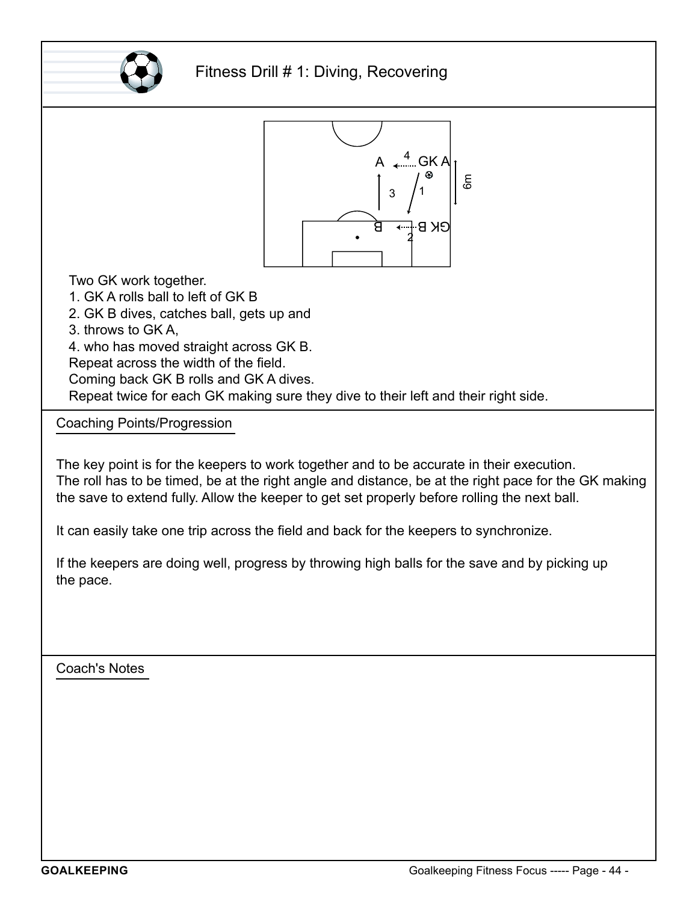# Fitness Drill # 1: Diving, Recovering

Two GK work together.

1. GK A rolls ball to left of GK B
2. GK B dives, catches ball, gets up and
3. throws to GK A,
4. who has moved straight across GK B.

Repeat across the width of the field.
Coming back GK B rolls and GK A dives.
Repeat twice for each GK making sure they dive to their left and their right side.

## Coaching Points/Progression

The key point is for the keepers to work together and to be accurate in their execution.
The roll has to be timed, be at the right angle and distance, be at the right pace for the GK making the save to extend fully. Allow the keeper to get set properly before rolling the next ball.

It can easily take one trip across the field and back for the keepers to synchronize.

If the keepers are doing well, progress by throwing high balls for the save and by picking up the pace.

## Coach's Notes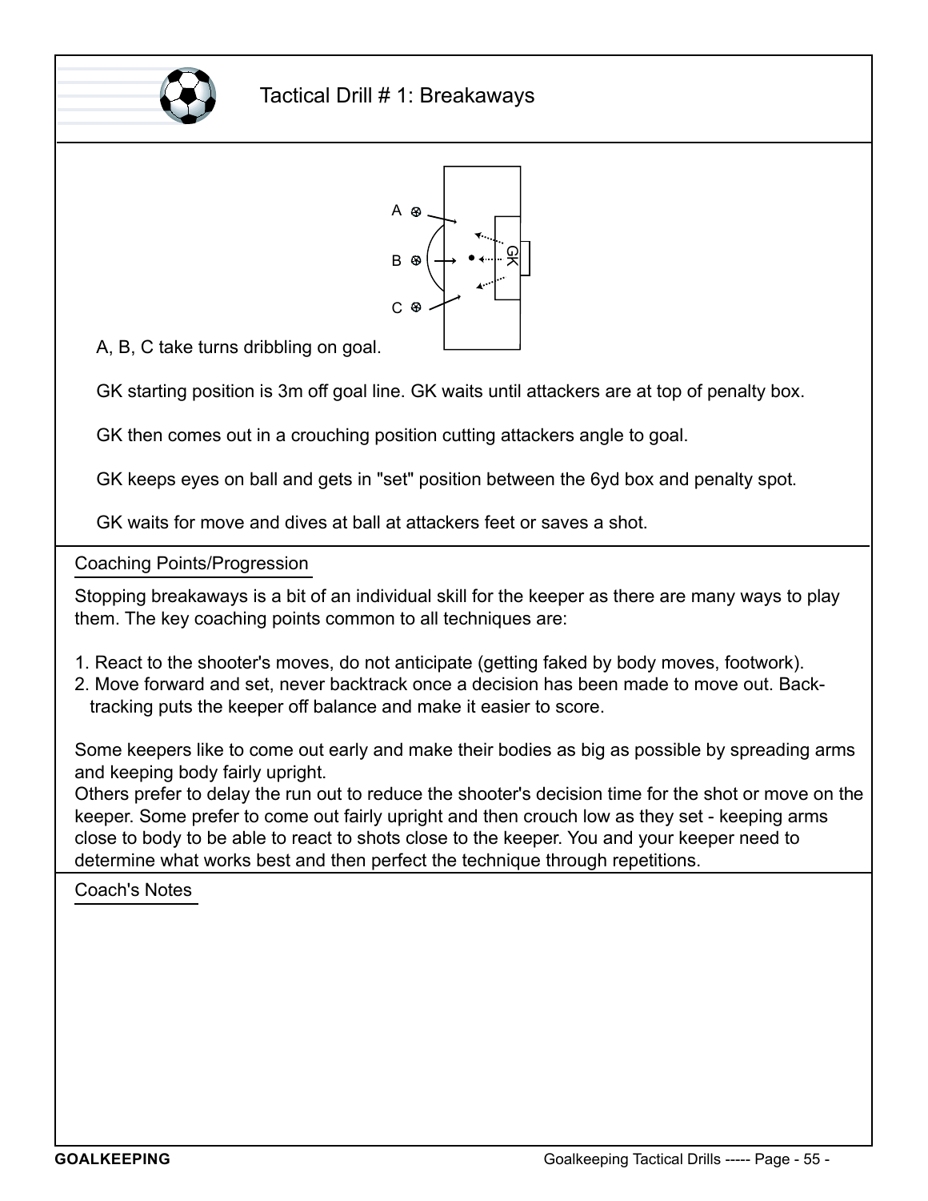# Tactical Drill # 1: Breakaways

A, B, C take turns dribbling on goal.

GK starting position is 3m off goal line. GK waits until attackers are at top of penalty box.

GK then comes out in a crouching position cutting attackers angle to goal.

GK keeps eyes on ball and gets in "set" position between the 6yd box and penalty spot.

GK waits for move and dives at ball at attackers feet or saves a shot.

## Coaching Points/Progression

Stopping breakaways is a bit of an individual skill for the keeper as there are many ways to play them. The key coaching points common to all techniques are:

1. React to the shooter's moves, do not anticipate (getting faked by body moves, footwork).
2. Move forward and set, never backtrack once a decision has been made to move out. Back-tracking puts the keeper off balance and make it easier to score.

Some keepers like to come out early and make their bodies as big as possible by spreading arms and keeping body fairly upright.
Others prefer to delay the run out to reduce the shooter's decision time for the shot or move on the keeper. Some prefer to come out fairly upright and then crouch low as they set - keeping arms close to body to be able to react to shots close to the keeper. You and your keeper need to determine what works best and then perfect the technique through repetitions.

## Coach's Notes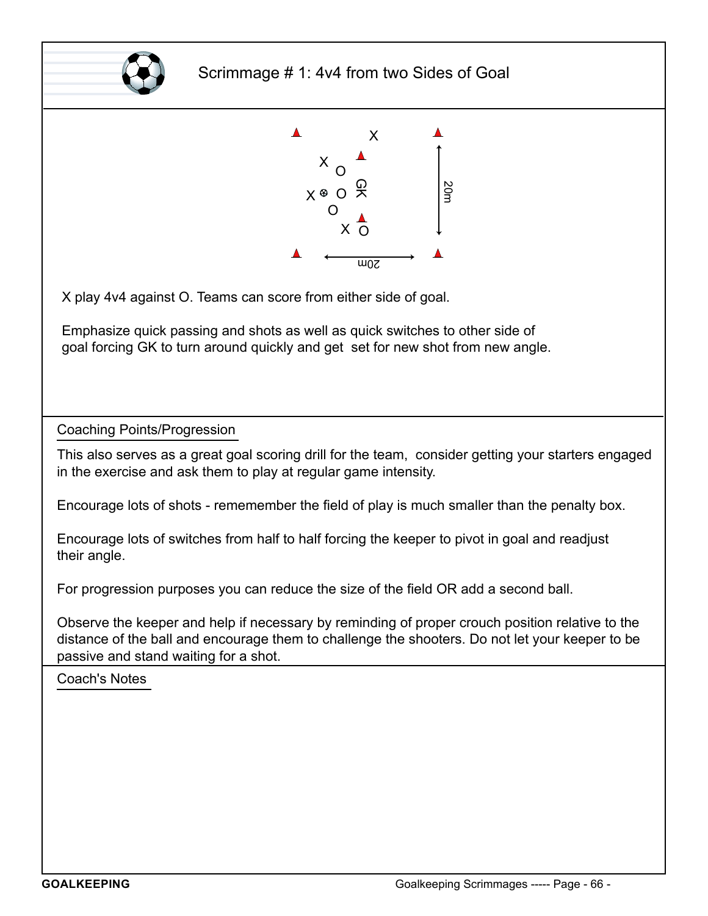# Scrimmage # 1: 4v4 from two Sides of Goal

X
X O
X O GK 20m
O
X O
20m

X play 4v4 against O. Teams can score from either side of goal.

Emphasize quick passing and shots as well as quick switches to other side of goal forcing GK to turn around quickly and get set for new shot from new angle.

## Coaching Points/Progression

This also serves as a great goal scoring drill for the team, consider getting your starters engaged in the exercise and ask them to play at regular game intensity.

Encourage lots of shots - rememember the field of play is much smaller than the penalty box.

Encourage lots of switches from half to half forcing the keeper to pivot in goal and readjust their angle.

For progression purposes you can reduce the size of the field OR add a second ball.

Observe the keeper and help if necessary by reminding of proper crouch position relative to the distance of the ball and encourage them to challenge the shooters. Do not let your keeper to be passive and stand waiting for a shot.

## Coach's Notes